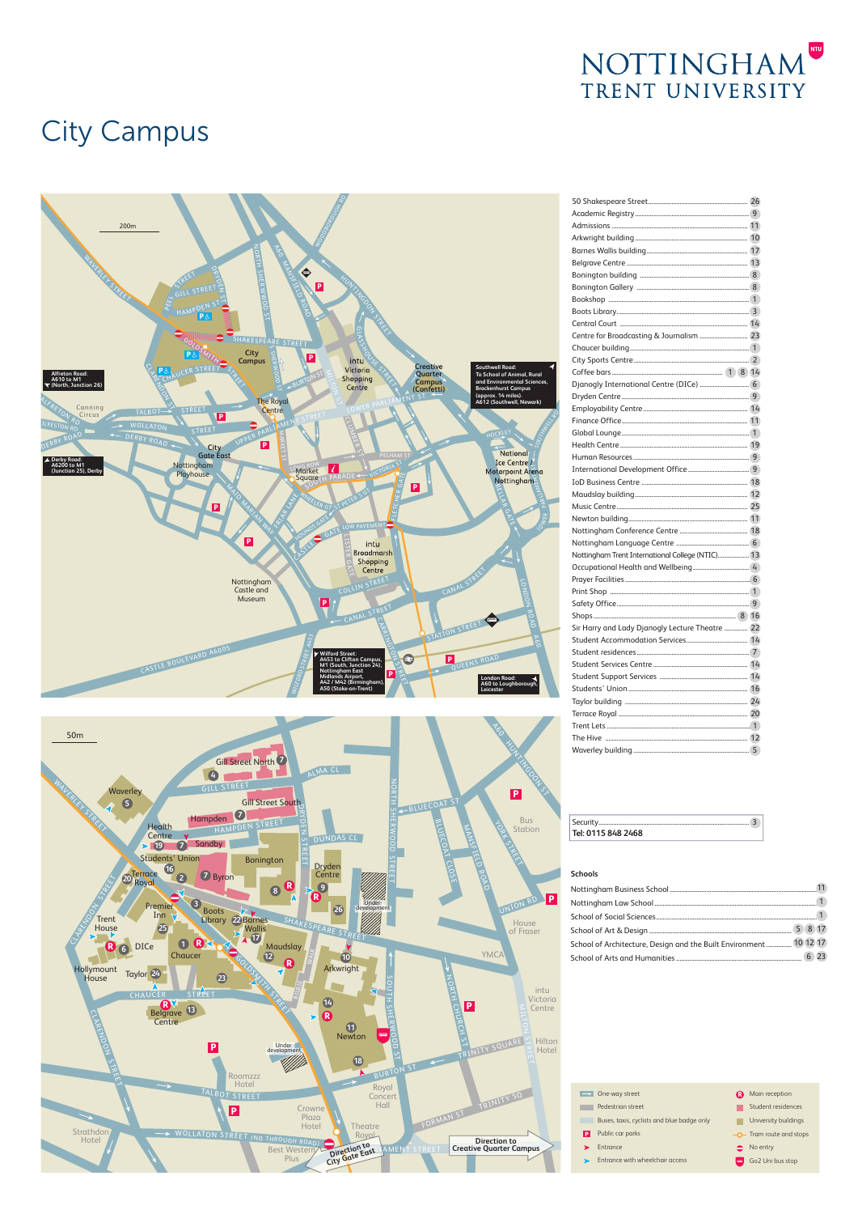# NOTTINGHAM TRENT UNIVERSITY

## City Campus

| Building / Service | Map no. |
|---|---|
| 50 Shakespeare Street | 26 |
| Academic Registry | 9 |
| Admissions | 11 |
| Arkwright building | 10 |
| Barnes Wallis building | 17 |
| Belgrave Centre | 13 |
| Bonington building | 8 |
| Bonington Gallery | 8 |
| Bookshop | 1 |
| Boots Library | 3 |
| Central Court | 14 |
| Centre for Broadcasting & Journalism | 23 |
| Chaucer building | 1 |
| City Sports Centre | 2 |
| Coffee bars | 1 8 14 |
| Djanogly International Centre (DICe) | 6 |
| Dryden Centre | 9 |
| Employability Centre | 14 |
| Finance Office | 11 |
| Global Lounge | 1 |
| Health Centre | 19 |
| Human Resources | 9 |
| International Development Office | 9 |
| IoD Business Centre | 18 |
| Maudslay building | 12 |
| Music Centre | 25 |
| Newton building | 11 |
| Nottingham Conference Centre | 18 |
| Nottingham Language Centre | 6 |
| Nottingham Trent International College (NTIC) | 13 |
| Occupational Health and Wellbeing | 4 |
| Prayer Facilities | 6 |
| Print Shop | 1 |
| Safety Office | 9 |
| Shops | 8 16 |
| Sir Harry and Lady Djanogly Lecture Theatre | 22 |
| Student Accommodation Services | 14 |
| Student residences | 7 |
| Student Services Centre | 14 |
| Student Support Services | 14 |
| Students' Union | 16 |
| Taylor building | 24 |
| Terrace Royal | 20 |
| Trent Lets | 1 |
| The Hive | 12 |
| Waverley building | 5 |

Security ..... 3
**Tel: 0115 848 2468**

### Schools

| School | Map no. |
|---|---|
| Nottingham Business School | 11 |
| Nottingham Law School | 1 |
| School of Social Sciences | 1 |
| School of Art & Design | 5 8 17 |
| School of Architecture, Design and the Built Environment | 10 12 17 |
| School of Arts and Humanities | 6 23 |

### Key

- One-way street
- Pedestrian street
- Buses, taxis, cyclists and blue badge only
- Public car parks
- Entrance
- Entrance with wheelchair access
- Main reception
- Student residences
- University buildings
- Tram route and stops
- No entry
- Go2 Uni bus stop

Alfreton Road: A610 to M1 (North, Junction 26)

Derby Road: A6200 to M1 (Junction 25), Derby

Southwell Road: To School of Animal, Rural and Environmental Sciences, Brackenhurst Campus (approx. 14 miles). A612 (Southwell, Newark)

Wilford Street: A453 to Clifton Campus, M1 (South, Junction 24), Nottingham East Midlands Airport, A42 / M42 (Birmingham), A50 (Stoke-on-Trent)

London Road: A60 to Loughborough, Leicester

Direction to City Gate East

Direction to Creative Quarter Campus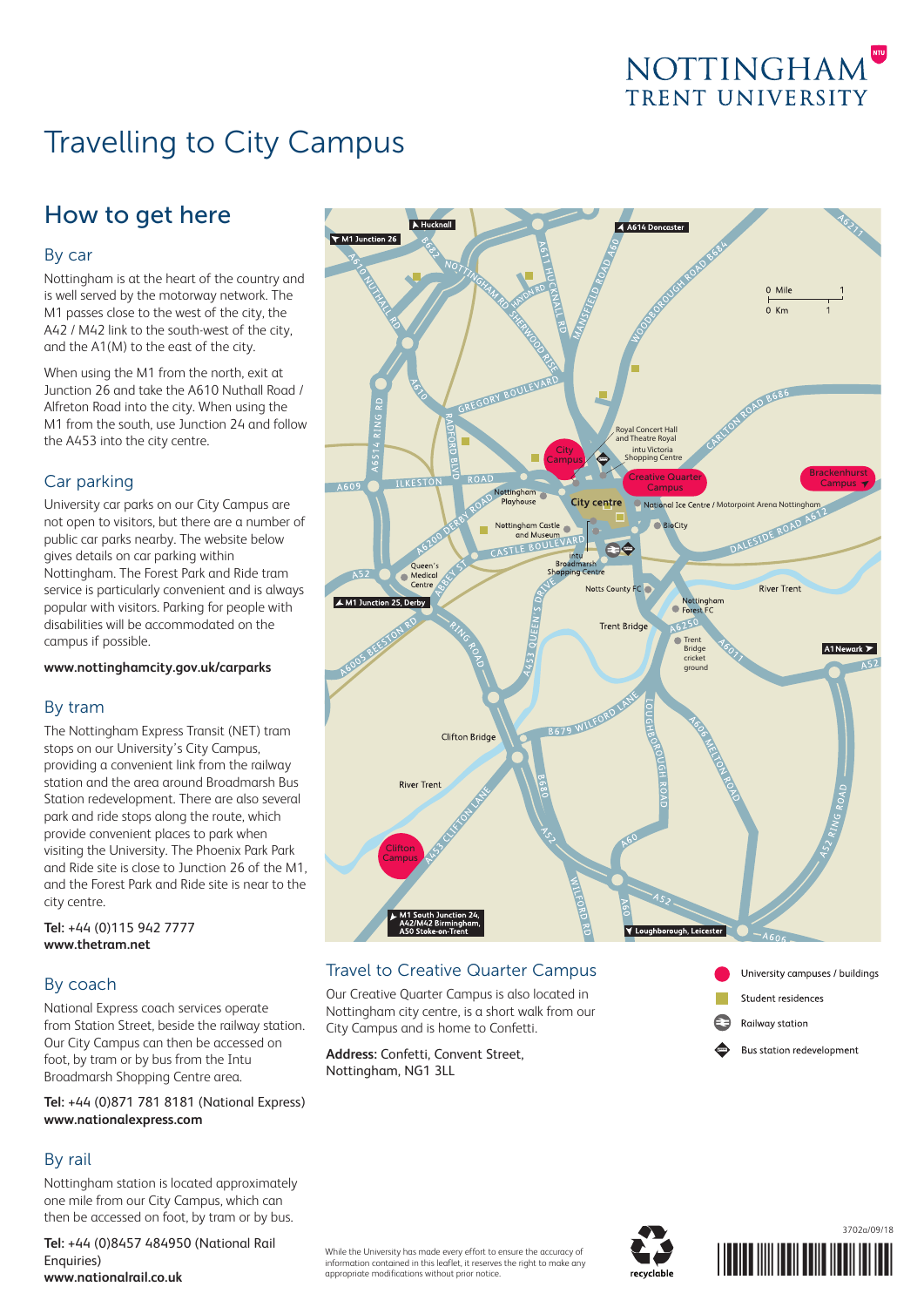NOTTINGHAM TRENT UNIVERSITY

# Travelling to City Campus

## How to get here

### By car

Nottingham is at the heart of the country and is well served by the motorway network. The M1 passes close to the west of the city, the A42 / M42 link to the south-west of the city, and the A1(M) to the east of the city.

When using the M1 from the north, exit at Junction 26 and take the A610 Nuthall Road / Alfreton Road into the city. When using the M1 from the south, use Junction 24 and follow the A453 into the city centre.

### Car parking

University car parks on our City Campus are not open to visitors, but there are a number of public car parks nearby. The website below gives details on car parking within Nottingham. The Forest Park and Ride tram service is particularly convenient and is always popular with visitors. Parking for people with disabilities will be accommodated on the campus if possible.

**www.nottinghamcity.gov.uk/carparks**

### By tram

The Nottingham Express Transit (NET) tram stops on our University's City Campus, providing a convenient link from the railway station and the area around Broadmarsh Bus Station redevelopment. There are also several park and ride stops along the route, which provide convenient places to park when visiting the University. The Phoenix Park Park and Ride site is close to Junction 26 of the M1, and the Forest Park and Ride site is near to the city centre.

**Tel:** +44 (0)115 942 7777
**www.thetram.net**

### By coach

National Express coach services operate from Station Street, beside the railway station. Our City Campus can then be accessed on foot, by tram or by bus from the Intu Broadmarsh Shopping Centre area.

**Tel:** +44 (0)871 781 8181 (National Express)
**www.nationalexpress.com**

### By rail

Nottingham station is located approximately one mile from our City Campus, which can then be accessed on foot, by tram or by bus.

**Tel:** +44 (0)8457 484950 (National Rail Enquiries)
**www.nationalrail.co.uk**

Hucknall
M1 Junction 26
A614 Doncaster
A6211
B682
A610 NUTHALL RD
NOTTINGHAM RD
HAYDN RD
A611 HUCKNALL RD
MANSFIELD ROAD A60
WOODBOROUGH ROAD B684
SHERWOOD RISE
0 Mile 1
0 Km 1
A610
A6514 RING RD
GREGORY BOULEVARD
RADFORD BLVD
CARLTON ROAD B686
Royal Concert Hall and Theatre Royal
intu Victoria Shopping Centre
City Campus
Creative Quarter Campus
Brackenhurst Campus
A609
ILKESTON ROAD
Nottingham Playhouse
City centre
National Ice Centre / Motorpoint Arena Nottingham
BioCity
DALESIDE ROAD A612
A6200 DERBY ROAD
Nottingham Castle and Museum
CASTLE BOULEVARD
intu Broadmarsh Shopping Centre
A52
Queen's Medical Centre
ABBEY ST
A453 QUEEN'S DRIVE
Notts County FC
River Trent
M1 Junction 25, Derby
Nottingham Forest FC
A6005 BEESTON RD
RING ROAD
Trent Bridge
A6250
Trent Bridge cricket ground
A6011
A1 Newark
A52
B679 WILFORD LANE
LOUGHBOROUGH ROAD
A606 MELTON ROAD
Clifton Bridge
B680
River Trent
A453 CLIFTON LANE
Clifton Campus
A52
A60
A52 RING ROAD
WILFORD RD
A60
A52
M1 South Junction 24, A42/M42 Birmingham, A50 Stoke-on-Trent
Loughborough, Leicester
A606

University campuses / buildings
Student residences
Railway station
Bus station redevelopment

## Travel to Creative Quarter Campus

Our Creative Quarter Campus is also located in Nottingham city centre, is a short walk from our City Campus and is home to Confetti.

**Address:** Confetti, Convent Street, Nottingham, NG1 3LL

While the University has made every effort to ensure the accuracy of information contained in this leaflet, it reserves the right to make any appropriate modifications without prior notice.

recyclable

3702a/09/18